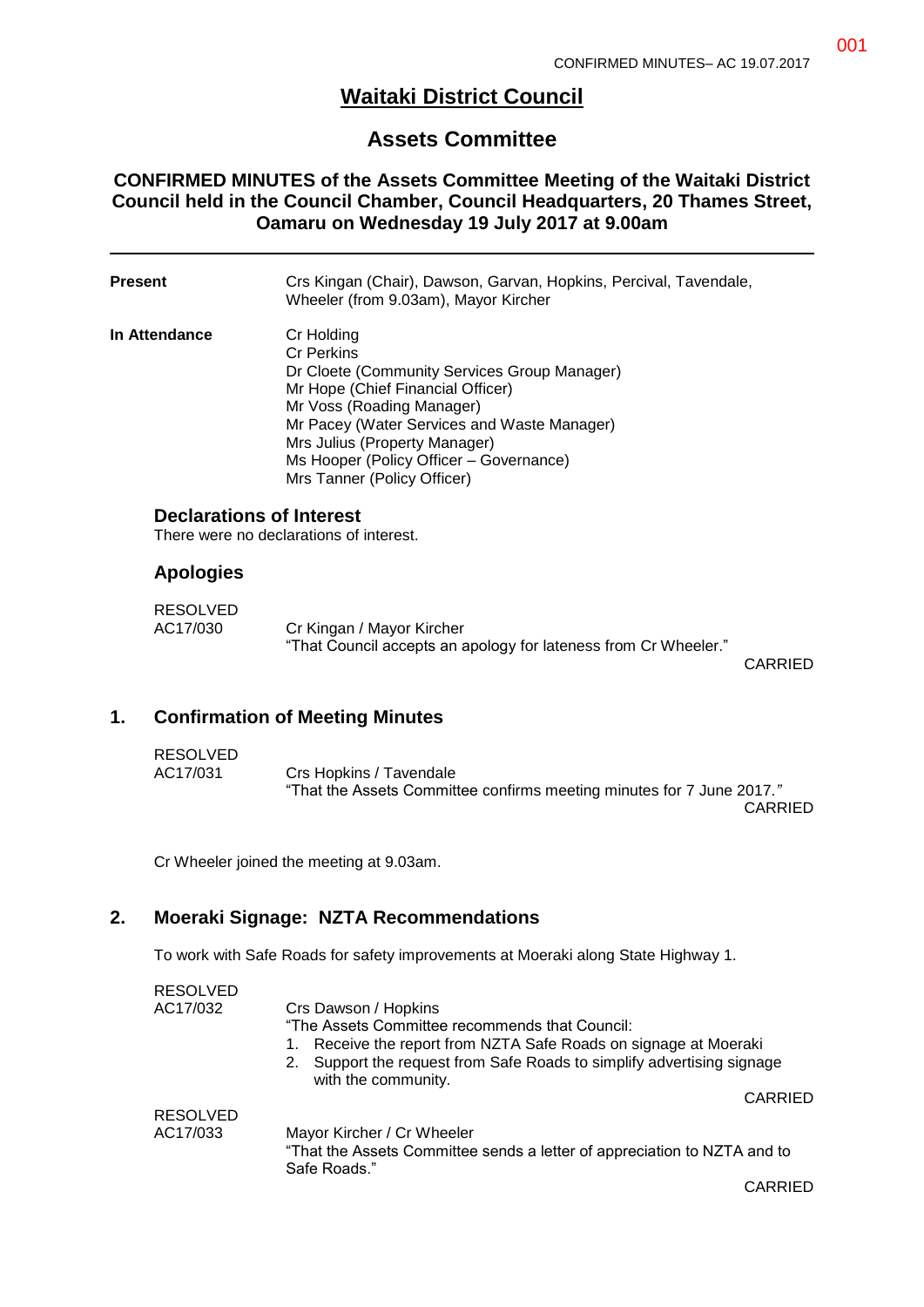# Waitaki District Council

## Assets Committee

### CONFIRMED MINUTES of the Assets Committee Meeting of the Waitaki District Council held in the Council Chamber, Council Headquarters, 20 Thames Street, Oamaru on Wednesday 19 July 2017 at 9.00am

---

**Present** Crs Kingan (Chair), Dawson, Garvan, Hopkins, Percival, Tavendale, Wheeler (from 9.03am), Mayor Kircher

**In Attendance** Cr Holding
Cr Perkins
Dr Cloete (Community Services Group Manager)
Mr Hope (Chief Financial Officer)
Mr Voss (Roading Manager)
Mr Pacey (Water Services and Waste Manager)
Mrs Julius (Property Manager)
Ms Hooper (Policy Officer – Governance)
Mrs Tanner (Policy Officer)

### Declarations of Interest

There were no declarations of interest.

### Apologies

RESOLVED
AC17/030 Cr Kingan / Mayor Kircher
"That Council accepts an apology for lateness from Cr Wheeler."

CARRIED

## 1. Confirmation of Meeting Minutes

RESOLVED
AC17/031 Crs Hopkins / Tavendale
"That the Assets Committee confirms meeting minutes for 7 June 2017."

CARRIED

Cr Wheeler joined the meeting at 9.03am.

## 2. Moeraki Signage: NZTA Recommendations

To work with Safe Roads for safety improvements at Moeraki along State Highway 1.

RESOLVED
AC17/032 Crs Dawson / Hopkins
"The Assets Committee recommends that Council:

1. Receive the report from NZTA Safe Roads on signage at Moeraki
2. Support the request from Safe Roads to simplify advertising signage with the community.

CARRIED

RESOLVED
AC17/033 Mayor Kircher / Cr Wheeler
"That the Assets Committee sends a letter of appreciation to NZTA and to Safe Roads."

CARRIED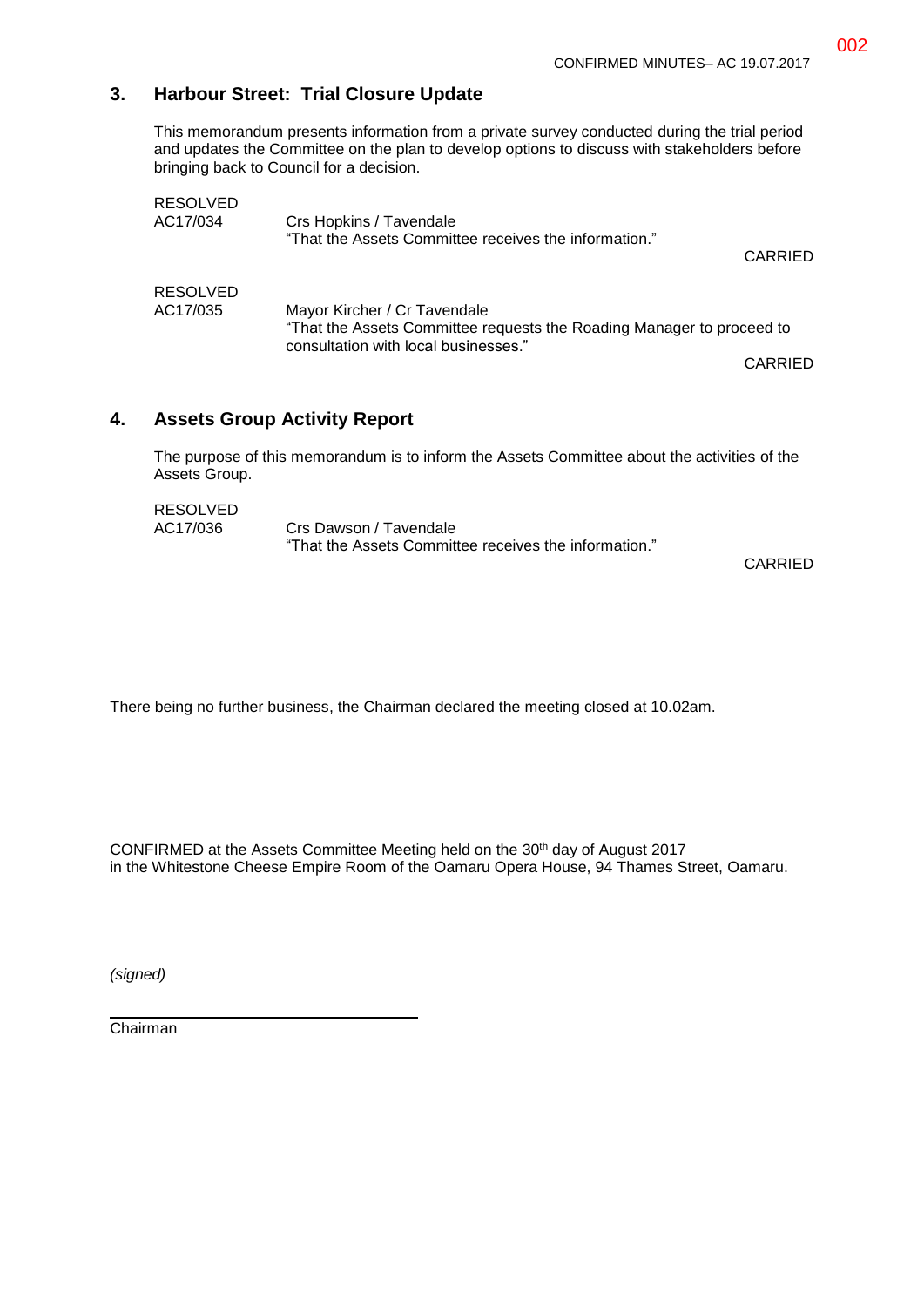## 3. Harbour Street: Trial Closure Update

This memorandum presents information from a private survey conducted during the trial period and updates the Committee on the plan to develop options to discuss with stakeholders before bringing back to Council for a decision.

RESOLVED
AC17/034 Crs Hopkins / Tavendale
"That the Assets Committee receives the information."

CARRIED

RESOLVED
AC17/035 Mayor Kircher / Cr Tavendale
"That the Assets Committee requests the Roading Manager to proceed to consultation with local businesses."

CARRIED

## 4. Assets Group Activity Report

The purpose of this memorandum is to inform the Assets Committee about the activities of the Assets Group.

RESOLVED
AC17/036 Crs Dawson / Tavendale
"That the Assets Committee receives the information."

CARRIED

There being no further business, the Chairman declared the meeting closed at 10.02am.

CONFIRMED at the Assets Committee Meeting held on the 30th day of August 2017
in the Whitestone Cheese Empire Room of the Oamaru Opera House, 94 Thames Street, Oamaru.

*(signed)*

Chairman